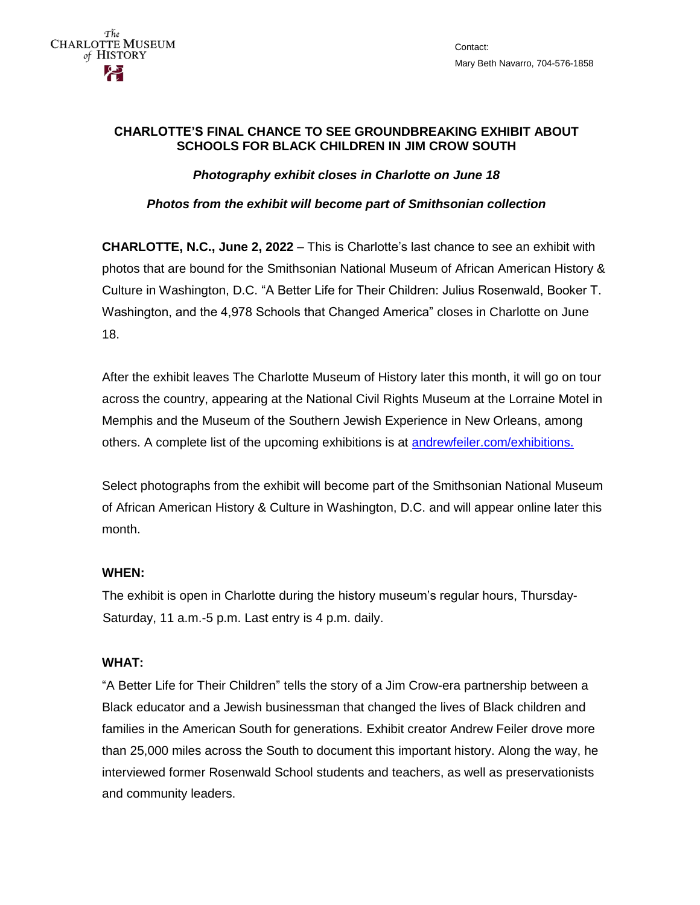The Charlotte Museum of History

Contact:
Mary Beth Navarro, 704-576-1858

## CHARLOTTE'S FINAL CHANCE TO SEE GROUNDBREAKING EXHIBIT ABOUT SCHOOLS FOR BLACK CHILDREN IN JIM CROW SOUTH

***Photography exhibit closes in Charlotte on June 18***

***Photos from the exhibit will become part of Smithsonian collection***

**CHARLOTTE, N.C., June 2, 2022** – This is Charlotte's last chance to see an exhibit with photos that are bound for the Smithsonian National Museum of African American History & Culture in Washington, D.C. "A Better Life for Their Children: Julius Rosenwald, Booker T. Washington, and the 4,978 Schools that Changed America" closes in Charlotte on June 18.

After the exhibit leaves The Charlotte Museum of History later this month, it will go on tour across the country, appearing at the National Civil Rights Museum at the Lorraine Motel in Memphis and the Museum of the Southern Jewish Experience in New Orleans, among others. A complete list of the upcoming exhibitions is at andrewfeiler.com/exhibitions.

Select photographs from the exhibit will become part of the Smithsonian National Museum of African American History & Culture in Washington, D.C. and will appear online later this month.

**WHEN:**

The exhibit is open in Charlotte during the history museum's regular hours, Thursday-Saturday, 11 a.m.-5 p.m. Last entry is 4 p.m. daily.

**WHAT:**

"A Better Life for Their Children" tells the story of a Jim Crow-era partnership between a Black educator and a Jewish businessman that changed the lives of Black children and families in the American South for generations. Exhibit creator Andrew Feiler drove more than 25,000 miles across the South to document this important history. Along the way, he interviewed former Rosenwald School students and teachers, as well as preservationists and community leaders.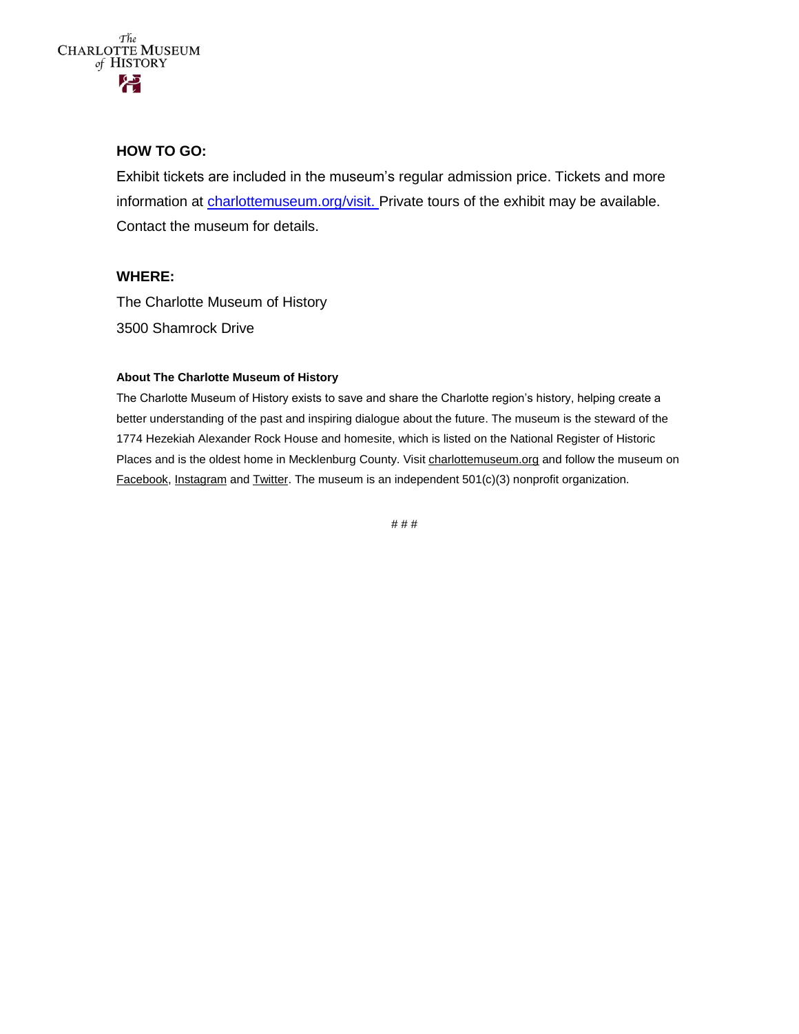**HOW TO GO:**

Exhibit tickets are included in the museum's regular admission price. Tickets and more information at charlottemuseum.org/visit. Private tours of the exhibit may be available. Contact the museum for details.

**WHERE:**

The Charlotte Museum of History
3500 Shamrock Drive

**About The Charlotte Museum of History**

The Charlotte Museum of History exists to save and share the Charlotte region's history, helping create a better understanding of the past and inspiring dialogue about the future. The museum is the steward of the 1774 Hezekiah Alexander Rock House and homesite, which is listed on the National Register of Historic Places and is the oldest home in Mecklenburg County. Visit charlottemuseum.org and follow the museum on Facebook, Instagram and Twitter. The museum is an independent 501(c)(3) nonprofit organization.

# # #